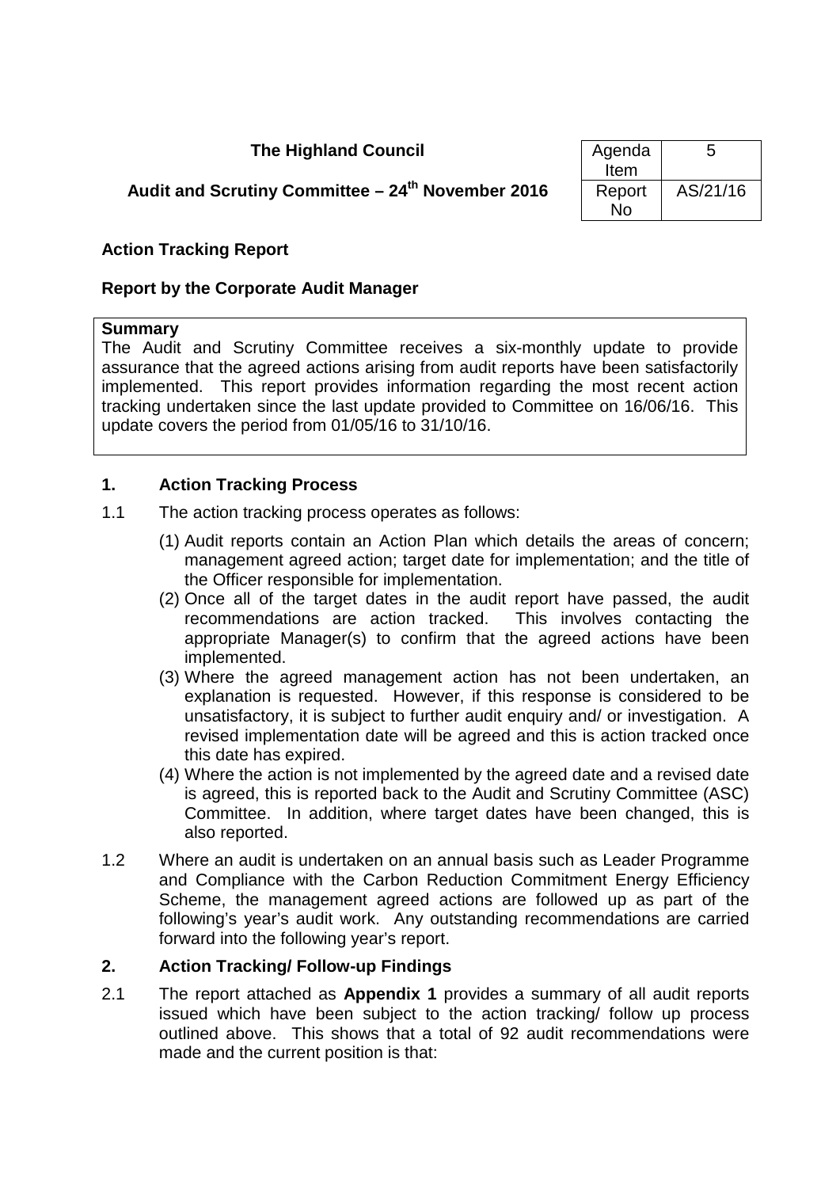**The Highland Council**

**Audit and Scrutiny Committee – 24th November 2016**

| Agenda Item | 5 |
|---|---|
| Report No | AS/21/16 |

**Action Tracking Report**

**Report by the Corporate Audit Manager**

**Summary**

The Audit and Scrutiny Committee receives a six-monthly update to provide assurance that the agreed actions arising from audit reports have been satisfactorily implemented. This report provides information regarding the most recent action tracking undertaken since the last update provided to Committee on 16/06/16. This update covers the period from 01/05/16 to 31/10/16.

## 1. Action Tracking Process

1.1 The action tracking process operates as follows:

(1) Audit reports contain an Action Plan which details the areas of concern; management agreed action; target date for implementation; and the title of the Officer responsible for implementation.

(2) Once all of the target dates in the audit report have passed, the audit recommendations are action tracked. This involves contacting the appropriate Manager(s) to confirm that the agreed actions have been implemented.

(3) Where the agreed management action has not been undertaken, an explanation is requested. However, if this response is considered to be unsatisfactory, it is subject to further audit enquiry and/ or investigation. A revised implementation date will be agreed and this is action tracked once this date has expired.

(4) Where the action is not implemented by the agreed date and a revised date is agreed, this is reported back to the Audit and Scrutiny Committee (ASC) Committee. In addition, where target dates have been changed, this is also reported.

1.2 Where an audit is undertaken on an annual basis such as Leader Programme and Compliance with the Carbon Reduction Commitment Energy Efficiency Scheme, the management agreed actions are followed up as part of the following's year's audit work. Any outstanding recommendations are carried forward into the following year's report.

## 2. Action Tracking/ Follow-up Findings

2.1 The report attached as **Appendix 1** provides a summary of all audit reports issued which have been subject to the action tracking/ follow up process outlined above. This shows that a total of 92 audit recommendations were made and the current position is that: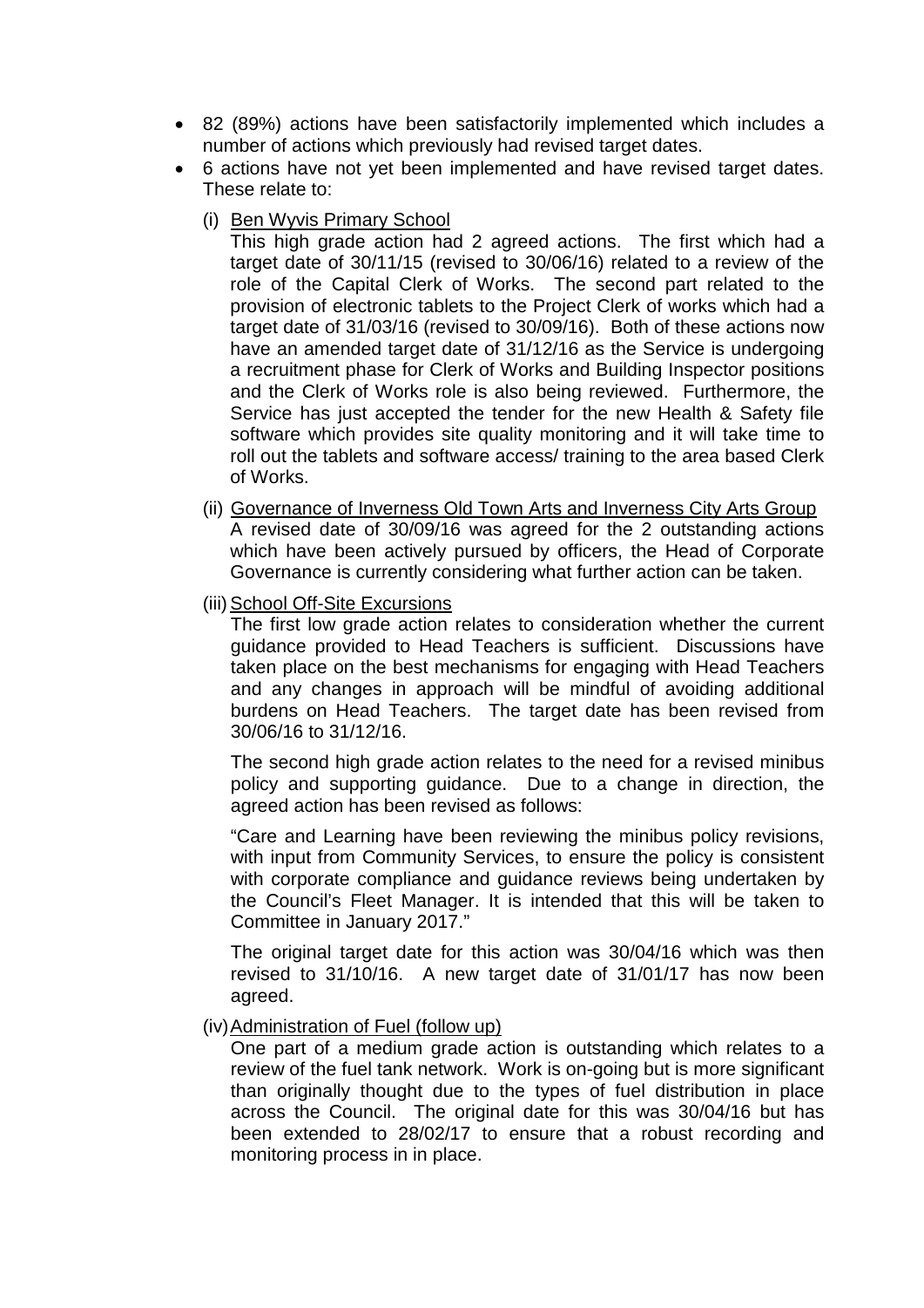- 82 (89%) actions have been satisfactorily implemented which includes a number of actions which previously had revised target dates.
- 6 actions have not yet been implemented and have revised target dates. These relate to:

  (i) Ben Wyvis Primary School

  This high grade action had 2 agreed actions. The first which had a target date of 30/11/15 (revised to 30/06/16) related to a review of the role of the Capital Clerk of Works. The second part related to the provision of electronic tablets to the Project Clerk of works which had a target date of 31/03/16 (revised to 30/09/16). Both of these actions now have an amended target date of 31/12/16 as the Service is undergoing a recruitment phase for Clerk of Works and Building Inspector positions and the Clerk of Works role is also being reviewed. Furthermore, the Service has just accepted the tender for the new Health & Safety file software which provides site quality monitoring and it will take time to roll out the tablets and software access/ training to the area based Clerk of Works.

  (ii) Governance of Inverness Old Town Arts and Inverness City Arts Group

  A revised date of 30/09/16 was agreed for the 2 outstanding actions which have been actively pursued by officers, the Head of Corporate Governance is currently considering what further action can be taken.

  (iii) School Off-Site Excursions

  The first low grade action relates to consideration whether the current guidance provided to Head Teachers is sufficient. Discussions have taken place on the best mechanisms for engaging with Head Teachers and any changes in approach will be mindful of avoiding additional burdens on Head Teachers. The target date has been revised from 30/06/16 to 31/12/16.

  The second high grade action relates to the need for a revised minibus policy and supporting guidance. Due to a change in direction, the agreed action has been revised as follows:

  "Care and Learning have been reviewing the minibus policy revisions, with input from Community Services, to ensure the policy is consistent with corporate compliance and guidance reviews being undertaken by the Council's Fleet Manager. It is intended that this will be taken to Committee in January 2017."

  The original target date for this action was 30/04/16 which was then revised to 31/10/16. A new target date of 31/01/17 has now been agreed.

  (iv) Administration of Fuel (follow up)

  One part of a medium grade action is outstanding which relates to a review of the fuel tank network. Work is on-going but is more significant than originally thought due to the types of fuel distribution in place across the Council. The original date for this was 30/04/16 but has been extended to 28/02/17 to ensure that a robust recording and monitoring process in in place.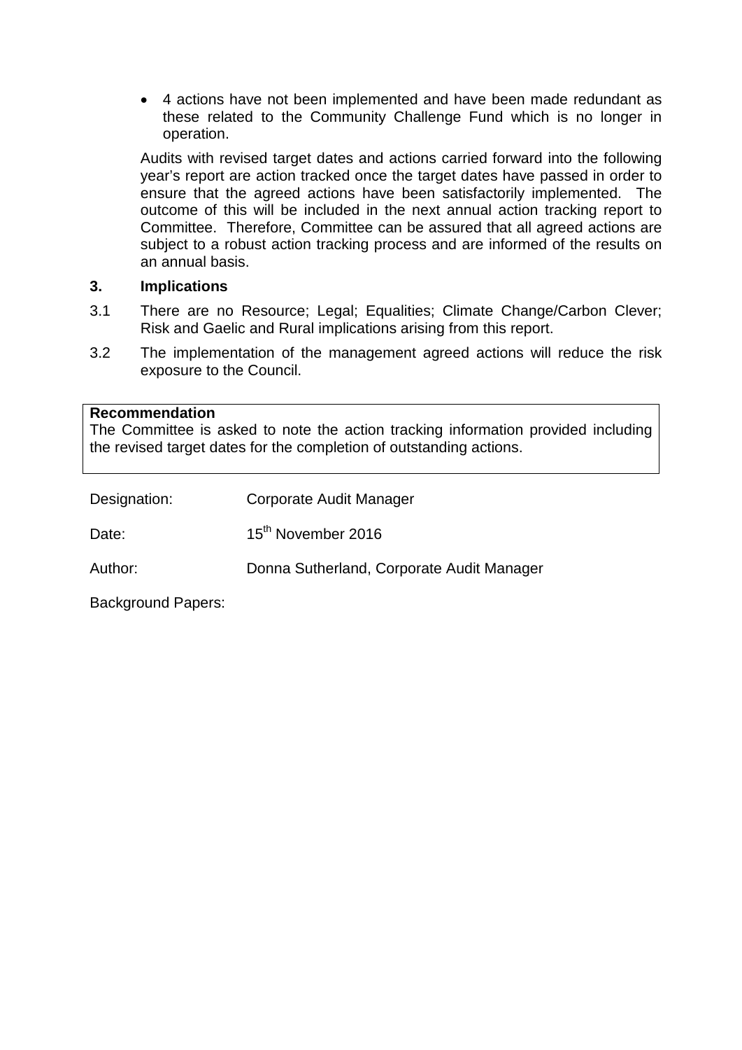- 4 actions have not been implemented and have been made redundant as these related to the Community Challenge Fund which is no longer in operation.

Audits with revised target dates and actions carried forward into the following year's report are action tracked once the target dates have passed in order to ensure that the agreed actions have been satisfactorily implemented. The outcome of this will be included in the next annual action tracking report to Committee. Therefore, Committee can be assured that all agreed actions are subject to a robust action tracking process and are informed of the results on an annual basis.

**3. Implications**

3.1 There are no Resource; Legal; Equalities; Climate Change/Carbon Clever; Risk and Gaelic and Rural implications arising from this report.

3.2 The implementation of the management agreed actions will reduce the risk exposure to the Council.

**Recommendation**
The Committee is asked to note the action tracking information provided including the revised target dates for the completion of outstanding actions.

Designation: Corporate Audit Manager

Date: 15th November 2016

Author: Donna Sutherland, Corporate Audit Manager

Background Papers: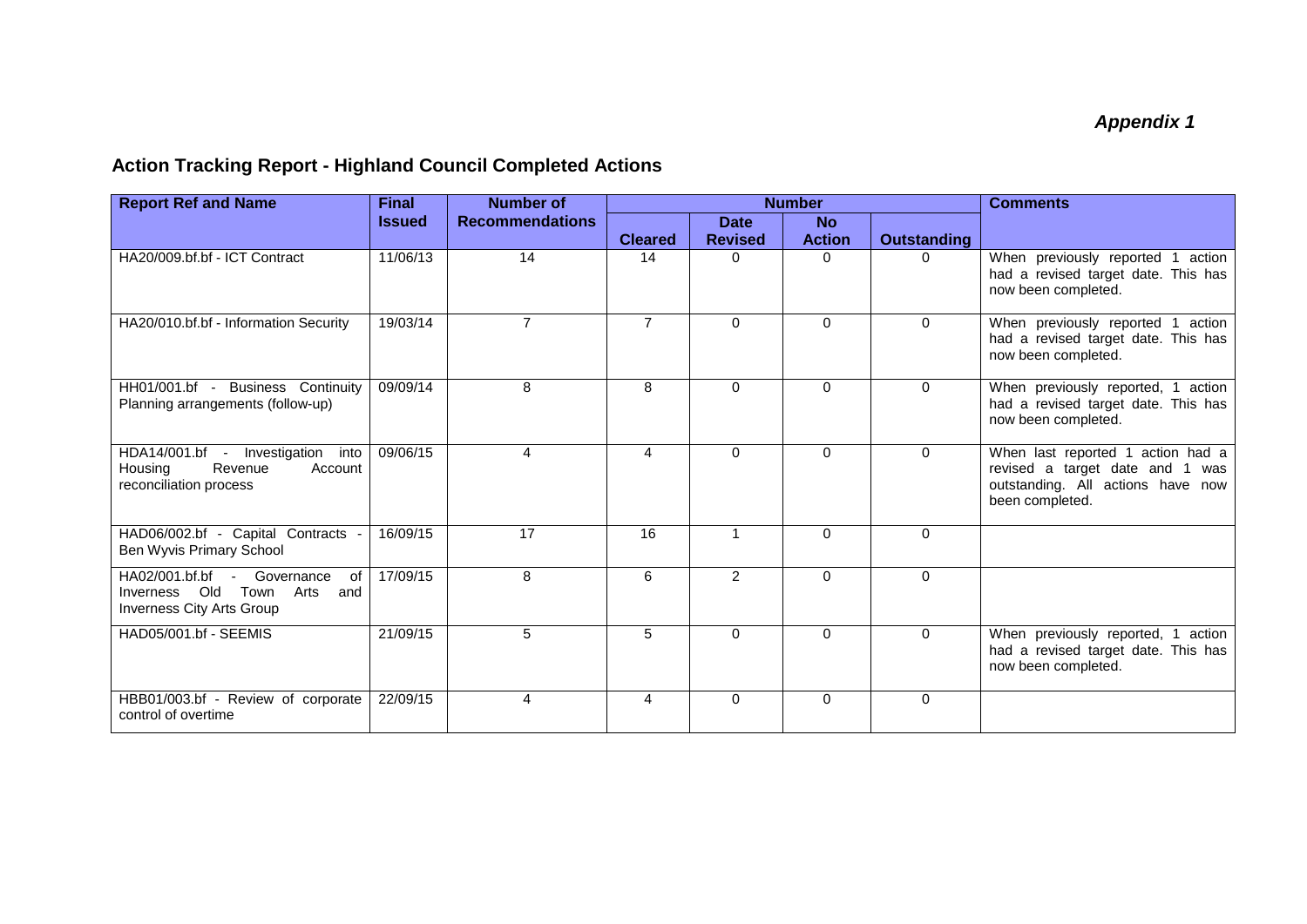*Appendix 1*

## Action Tracking Report - Highland Council Completed Actions

| Report Ref and Name | Final Issued | Number of Recommendations | Number | | | | Comments |
|---|---|---|---|---|---|---|---|
| | | | Cleared | Date Revised | No Action | Outstanding | |
| HA20/009.bf.bf - ICT Contract | 11/06/13 | 14 | 14 | 0 | 0 | 0 | When previously reported 1 action had a revised target date. This has now been completed. |
| HA20/010.bf.bf - Information Security | 19/03/14 | 7 | 7 | 0 | 0 | 0 | When previously reported 1 action had a revised target date. This has now been completed. |
| HH01/001.bf - Business Continuity Planning arrangements (follow-up) | 09/09/14 | 8 | 8 | 0 | 0 | 0 | When previously reported, 1 action had a revised target date. This has now been completed. |
| HDA14/001.bf - Investigation into Housing Revenue Account reconciliation process | 09/06/15 | 4 | 4 | 0 | 0 | 0 | When last reported 1 action had a revised a target date and 1 was outstanding. All actions have now been completed. |
| HAD06/002.bf - Capital Contracts - Ben Wyvis Primary School | 16/09/15 | 17 | 16 | 1 | 0 | 0 | |
| HA02/001.bf.bf - Governance of Inverness Old Town Arts and Inverness City Arts Group | 17/09/15 | 8 | 6 | 2 | 0 | 0 | |
| HAD05/001.bf - SEEMIS | 21/09/15 | 5 | 5 | 0 | 0 | 0 | When previously reported, 1 action had a revised target date. This has now been completed. |
| HBB01/003.bf - Review of corporate control of overtime | 22/09/15 | 4 | 4 | 0 | 0 | 0 | |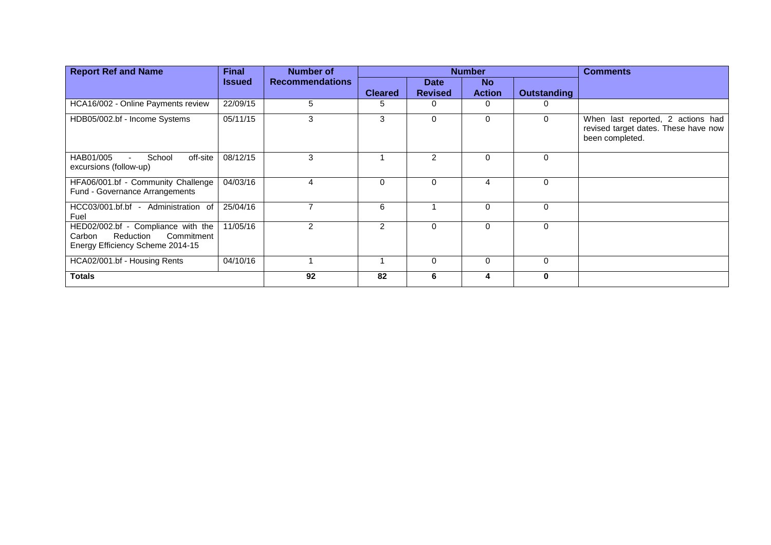| Report Ref and Name | Final Issued | Number of Recommendations | Number | | | | Comments |
|---|---|---|---|---|---|---|---|
| | | | Cleared | Date Revised | No Action | Outstanding | |
| HCA16/002 - Online Payments review | 22/09/15 | 5 | 5 | 0 | 0 | 0 | |
| HDB05/002.bf - Income Systems | 05/11/15 | 3 | 3 | 0 | 0 | 0 | When last reported, 2 actions had revised target dates. These have now been completed. |
| HAB01/005 - School off-site excursions (follow-up) | 08/12/15 | 3 | 1 | 2 | 0 | 0 | |
| HFA06/001.bf - Community Challenge Fund - Governance Arrangements | 04/03/16 | 4 | 0 | 0 | 4 | 0 | |
| HCC03/001.bf.bf - Administration of Fuel | 25/04/16 | 7 | 6 | 1 | 0 | 0 | |
| HED02/002.bf - Compliance with the Carbon Reduction Commitment Energy Efficiency Scheme 2014-15 | 11/05/16 | 2 | 2 | 0 | 0 | 0 | |
| HCA02/001.bf - Housing Rents | 04/10/16 | 1 | 1 | 0 | 0 | 0 | |
| **Totals** | | **92** | **82** | **6** | **4** | **0** | |